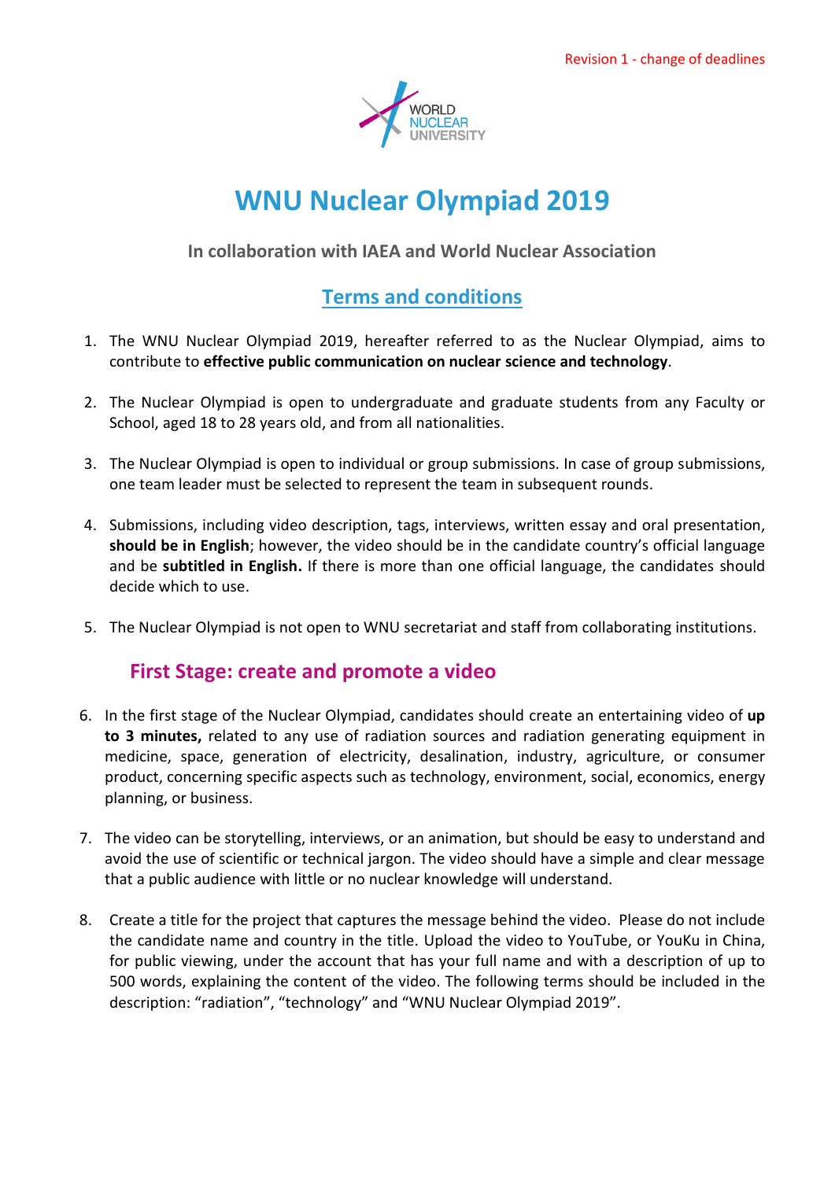Revision 1 - change of deadlines

WORLD NUCLEAR UNIVERSITY

# WNU Nuclear Olympiad 2019

### In collaboration with IAEA and World Nuclear Association

## Terms and conditions

1. The WNU Nuclear Olympiad 2019, hereafter referred to as the Nuclear Olympiad, aims to contribute to **effective public communication on nuclear science and technology**.

2. The Nuclear Olympiad is open to undergraduate and graduate students from any Faculty or School, aged 18 to 28 years old, and from all nationalities.

3. The Nuclear Olympiad is open to individual or group submissions. In case of group submissions, one team leader must be selected to represent the team in subsequent rounds.

4. Submissions, including video description, tags, interviews, written essay and oral presentation, **should be in English**; however, the video should be in the candidate country's official language and be **subtitled in English.** If there is more than one official language, the candidates should decide which to use.

5. The Nuclear Olympiad is not open to WNU secretariat and staff from collaborating institutions.

## First Stage: create and promote a video

6. In the first stage of the Nuclear Olympiad, candidates should create an entertaining video of **up to 3 minutes,** related to any use of radiation sources and radiation generating equipment in medicine, space, generation of electricity, desalination, industry, agriculture, or consumer product, concerning specific aspects such as technology, environment, social, economics, energy planning, or business.

7. The video can be storytelling, interviews, or an animation, but should be easy to understand and avoid the use of scientific or technical jargon. The video should have a simple and clear message that a public audience with little or no nuclear knowledge will understand.

8. Create a title for the project that captures the message behind the video. Please do not include the candidate name and country in the title. Upload the video to YouTube, or YouKu in China, for public viewing, under the account that has your full name and with a description of up to 500 words, explaining the content of the video. The following terms should be included in the description: "radiation", "technology" and "WNU Nuclear Olympiad 2019".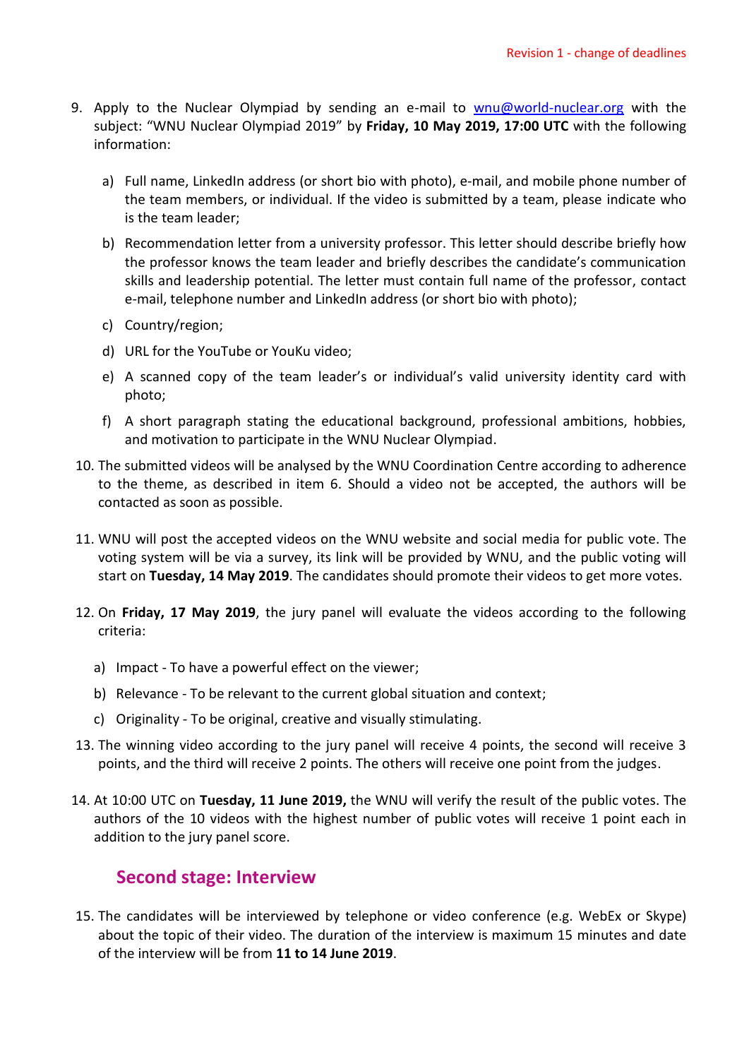Revision 1 - change of deadlines

9. Apply to the Nuclear Olympiad by sending an e-mail to wnu@world-nuclear.org with the subject: "WNU Nuclear Olympiad 2019" by **Friday, 10 May 2019, 17:00 UTC** with the following information:

   a) Full name, LinkedIn address (or short bio with photo), e-mail, and mobile phone number of the team members, or individual. If the video is submitted by a team, please indicate who is the team leader;

   b) Recommendation letter from a university professor. This letter should describe briefly how the professor knows the team leader and briefly describes the candidate's communication skills and leadership potential. The letter must contain full name of the professor, contact e-mail, telephone number and LinkedIn address (or short bio with photo);

   c) Country/region;

   d) URL for the YouTube or YouKu video;

   e) A scanned copy of the team leader's or individual's valid university identity card with photo;

   f) A short paragraph stating the educational background, professional ambitions, hobbies, and motivation to participate in the WNU Nuclear Olympiad.

10. The submitted videos will be analysed by the WNU Coordination Centre according to adherence to the theme, as described in item 6. Should a video not be accepted, the authors will be contacted as soon as possible.

11. WNU will post the accepted videos on the WNU website and social media for public vote. The voting system will be via a survey, its link will be provided by WNU, and the public voting will start on **Tuesday, 14 May 2019**. The candidates should promote their videos to get more votes.

12. On **Friday, 17 May 2019**, the jury panel will evaluate the videos according to the following criteria:

   a) Impact - To have a powerful effect on the viewer;

   b) Relevance - To be relevant to the current global situation and context;

   c) Originality - To be original, creative and visually stimulating.

13. The winning video according to the jury panel will receive 4 points, the second will receive 3 points, and the third will receive 2 points. The others will receive one point from the judges.

14. At 10:00 UTC on **Tuesday, 11 June 2019,** the WNU will verify the result of the public votes. The authors of the 10 videos with the highest number of public votes will receive 1 point each in addition to the jury panel score.

## Second stage: Interview

15. The candidates will be interviewed by telephone or video conference (e.g. WebEx or Skype) about the topic of their video. The duration of the interview is maximum 15 minutes and date of the interview will be from **11 to 14 June 2019**.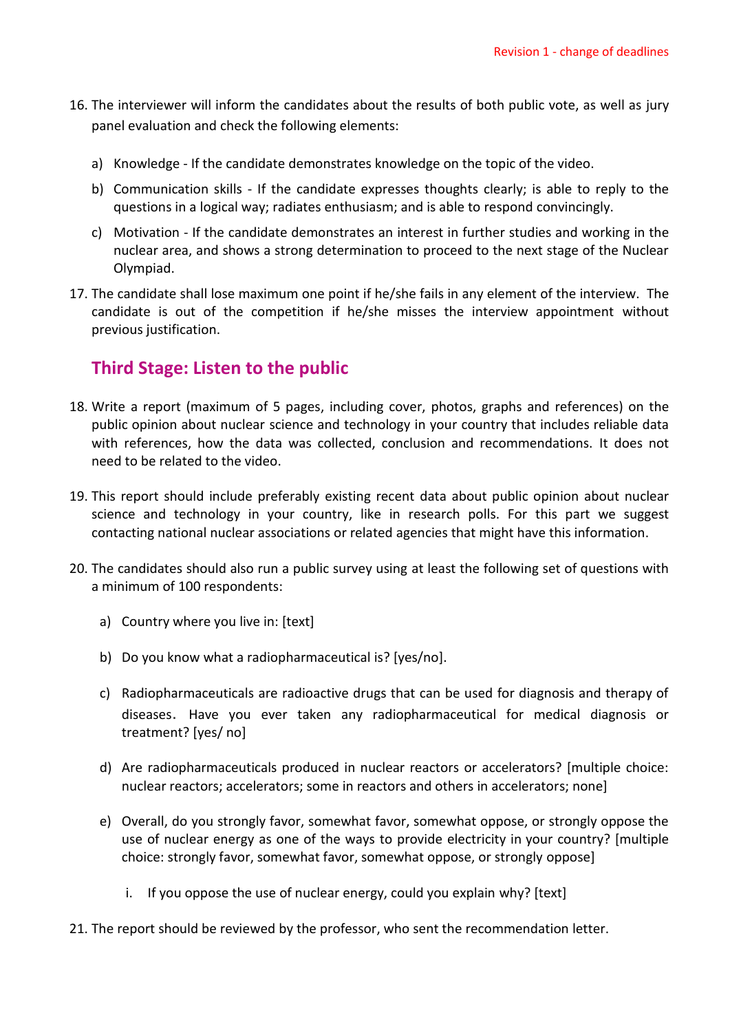16. The interviewer will inform the candidates about the results of both public vote, as well as jury panel evaluation and check the following elements:

    a) Knowledge - If the candidate demonstrates knowledge on the topic of the video.

    b) Communication skills - If the candidate expresses thoughts clearly; is able to reply to the questions in a logical way; radiates enthusiasm; and is able to respond convincingly.

    c) Motivation - If the candidate demonstrates an interest in further studies and working in the nuclear area, and shows a strong determination to proceed to the next stage of the Nuclear Olympiad.

17. The candidate shall lose maximum one point if he/she fails in any element of the interview. The candidate is out of the competition if he/she misses the interview appointment without previous justification.

## Third Stage: Listen to the public

18. Write a report (maximum of 5 pages, including cover, photos, graphs and references) on the public opinion about nuclear science and technology in your country that includes reliable data with references, how the data was collected, conclusion and recommendations. It does not need to be related to the video.

19. This report should include preferably existing recent data about public opinion about nuclear science and technology in your country, like in research polls. For this part we suggest contacting national nuclear associations or related agencies that might have this information.

20. The candidates should also run a public survey using at least the following set of questions with a minimum of 100 respondents:

    a) Country where you live in: [text]

    b) Do you know what a radiopharmaceutical is? [yes/no].

    c) Radiopharmaceuticals are radioactive drugs that can be used for diagnosis and therapy of diseases. Have you ever taken any radiopharmaceutical for medical diagnosis or treatment? [yes/ no]

    d) Are radiopharmaceuticals produced in nuclear reactors or accelerators? [multiple choice: nuclear reactors; accelerators; some in reactors and others in accelerators; none]

    e) Overall, do you strongly favor, somewhat favor, somewhat oppose, or strongly oppose the use of nuclear energy as one of the ways to provide electricity in your country? [multiple choice: strongly favor, somewhat favor, somewhat oppose, or strongly oppose]

        i. If you oppose the use of nuclear energy, could you explain why? [text]

21. The report should be reviewed by the professor, who sent the recommendation letter.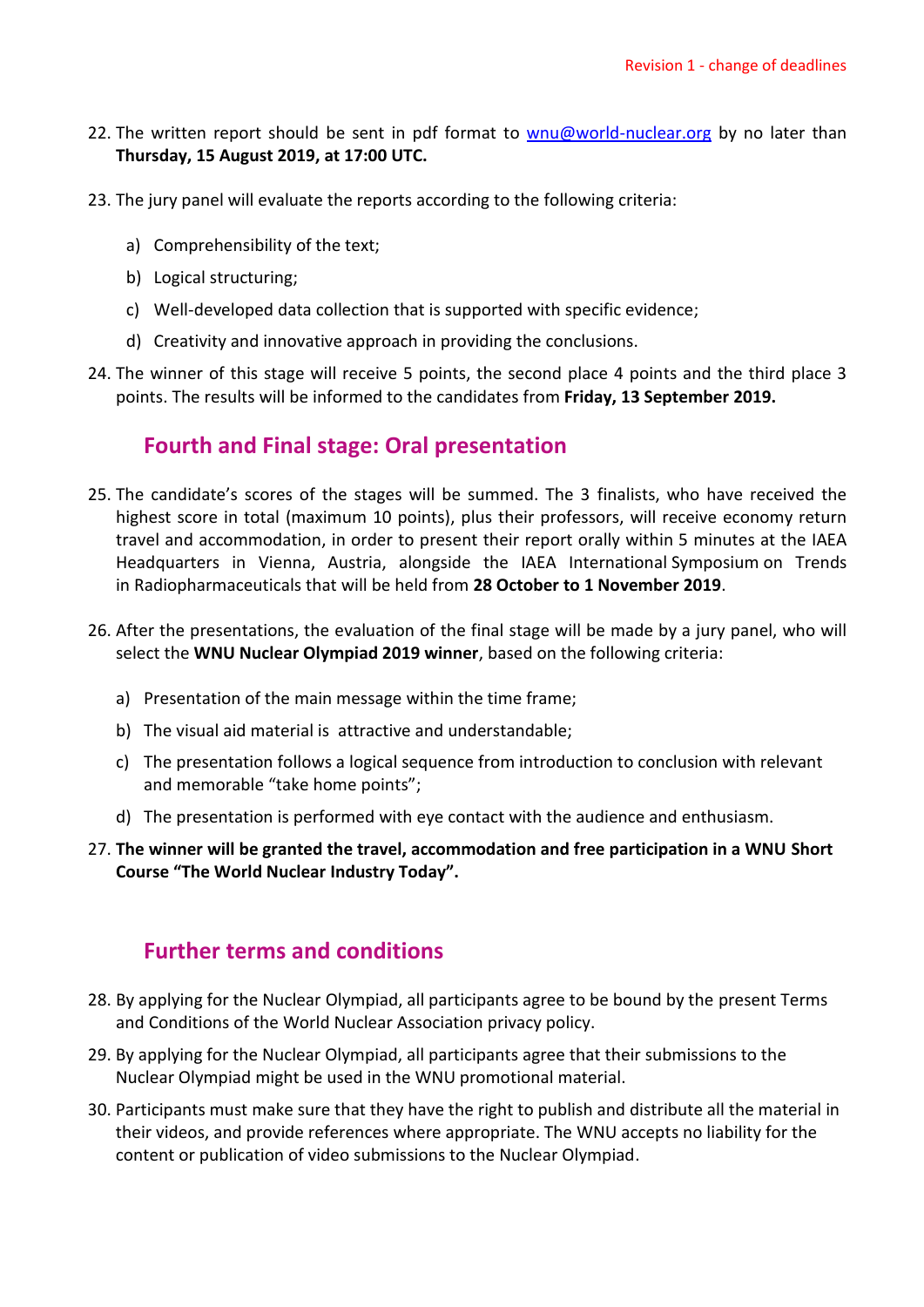Revision 1 - change of deadlines

22. The written report should be sent in pdf format to wnu@world-nuclear.org by no later than **Thursday, 15 August 2019, at 17:00 UTC.**

23. The jury panel will evaluate the reports according to the following criteria:

    a) Comprehensibility of the text;

    b) Logical structuring;

    c) Well-developed data collection that is supported with specific evidence;

    d) Creativity and innovative approach in providing the conclusions.

24. The winner of this stage will receive 5 points, the second place 4 points and the third place 3 points. The results will be informed to the candidates from **Friday, 13 September 2019.**

## Fourth and Final stage: Oral presentation

25. The candidate's scores of the stages will be summed. The 3 finalists, who have received the highest score in total (maximum 10 points), plus their professors, will receive economy return travel and accommodation, in order to present their report orally within 5 minutes at the IAEA Headquarters in Vienna, Austria, alongside the IAEA International Symposium on Trends in Radiopharmaceuticals that will be held from **28 October to 1 November 2019**.

26. After the presentations, the evaluation of the final stage will be made by a jury panel, who will select the **WNU Nuclear Olympiad 2019 winner**, based on the following criteria:

    a) Presentation of the main message within the time frame;

    b) The visual aid material is attractive and understandable;

    c) The presentation follows a logical sequence from introduction to conclusion with relevant and memorable "take home points";

    d) The presentation is performed with eye contact with the audience and enthusiasm.

27. **The winner will be granted the travel, accommodation and free participation in a WNU Short Course "The World Nuclear Industry Today".**

## Further terms and conditions

28. By applying for the Nuclear Olympiad, all participants agree to be bound by the present Terms and Conditions of the World Nuclear Association privacy policy.

29. By applying for the Nuclear Olympiad, all participants agree that their submissions to the Nuclear Olympiad might be used in the WNU promotional material.

30. Participants must make sure that they have the right to publish and distribute all the material in their videos, and provide references where appropriate. The WNU accepts no liability for the content or publication of video submissions to the Nuclear Olympiad.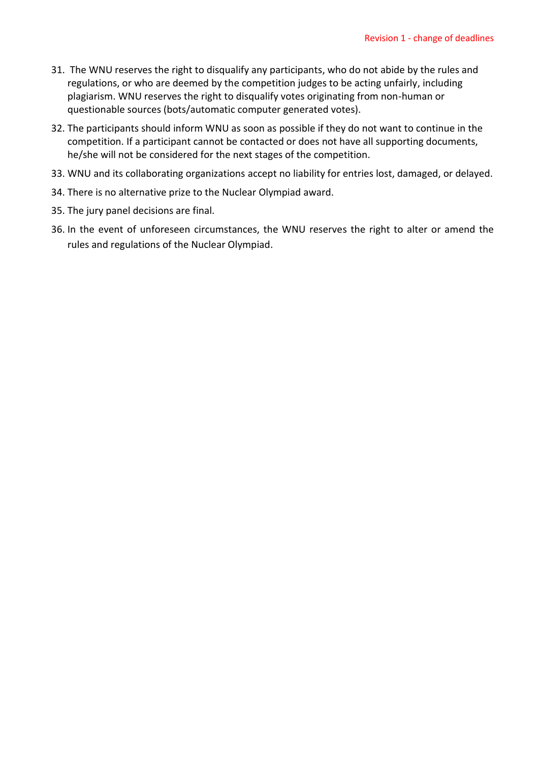31. The WNU reserves the right to disqualify any participants, who do not abide by the rules and regulations, or who are deemed by the competition judges to be acting unfairly, including plagiarism. WNU reserves the right to disqualify votes originating from non-human or questionable sources (bots/automatic computer generated votes).
32. The participants should inform WNU as soon as possible if they do not want to continue in the competition. If a participant cannot be contacted or does not have all supporting documents, he/she will not be considered for the next stages of the competition.
33. WNU and its collaborating organizations accept no liability for entries lost, damaged, or delayed.
34. There is no alternative prize to the Nuclear Olympiad award.
35. The jury panel decisions are final.
36. In the event of unforeseen circumstances, the WNU reserves the right to alter or amend the rules and regulations of the Nuclear Olympiad.